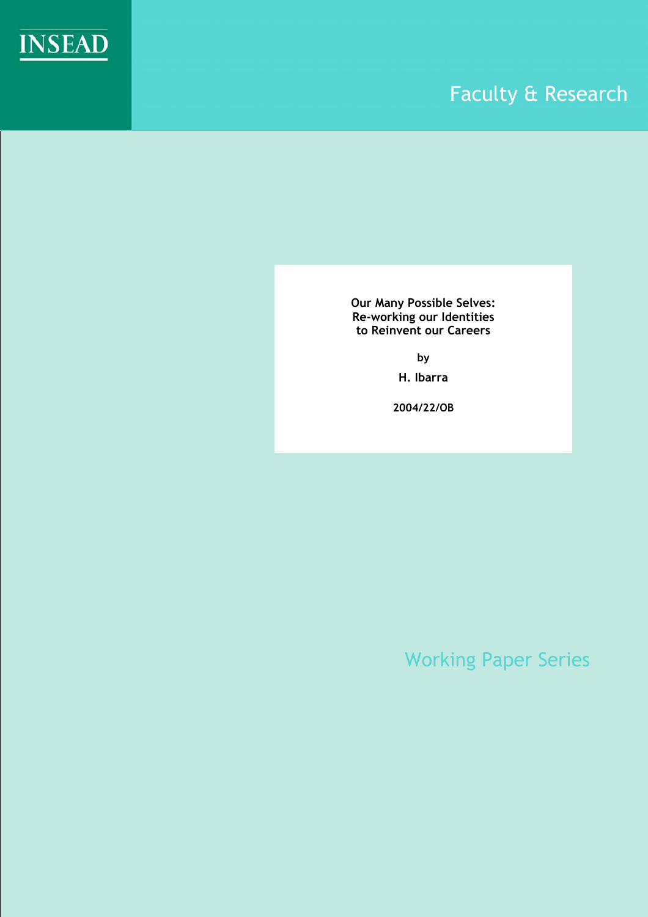INSEAD

Faculty & Research

# Our Many Possible Selves: Re-working our Identities to Reinvent our Careers

by

H. Ibarra

2004/22/OB

Working Paper Series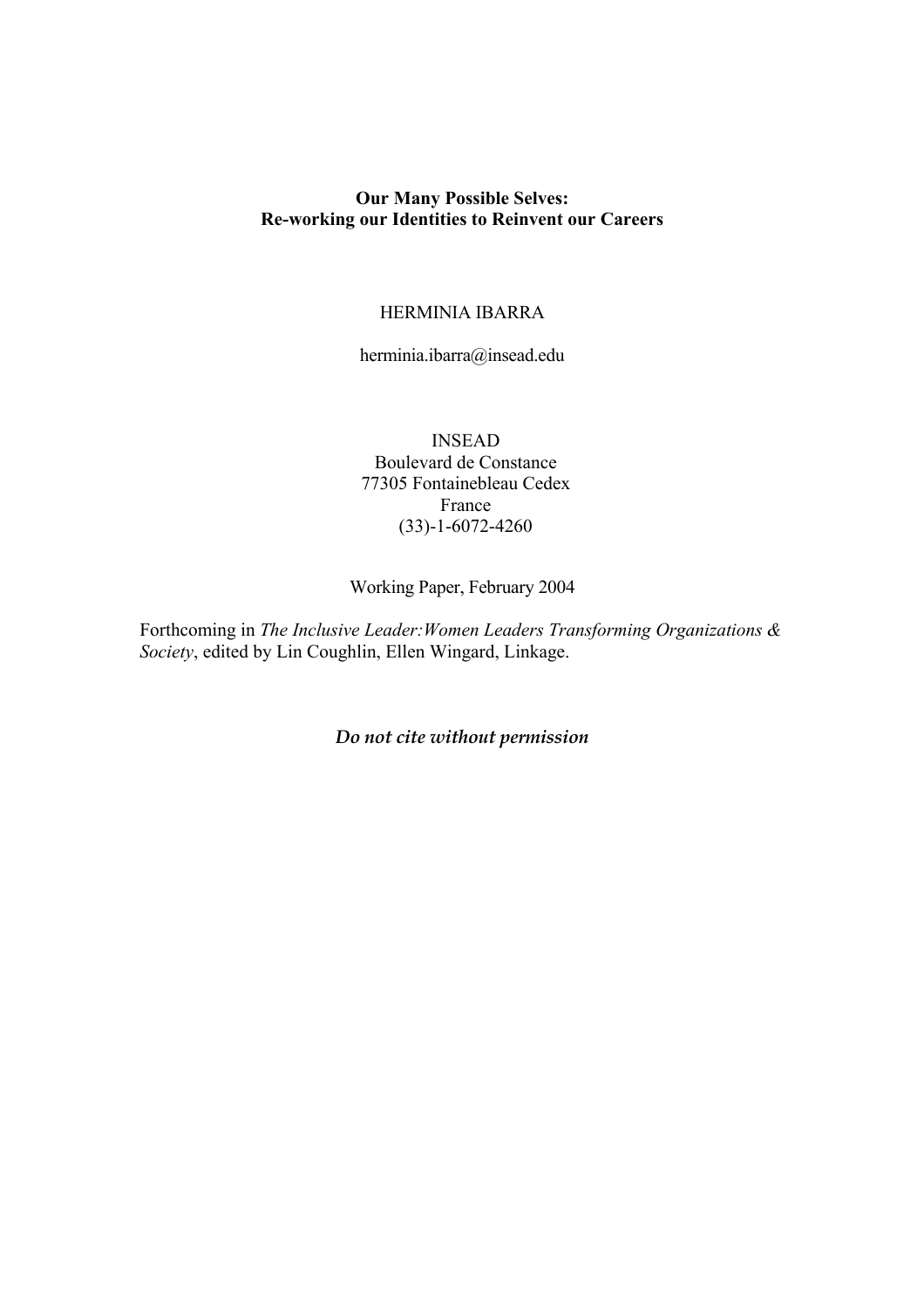**Our Many Possible Selves:**
**Re-working our Identities to Reinvent our Careers**

HERMINIA IBARRA

herminia.ibarra@insead.edu

INSEAD
Boulevard de Constance
77305 Fontainebleau Cedex
France
(33)-1-6072-4260

Working Paper, February 2004

Forthcoming in *The Inclusive Leader:Women Leaders Transforming Organizations & Society*, edited by Lin Coughlin, Ellen Wingard, Linkage.

*Do not cite without permission*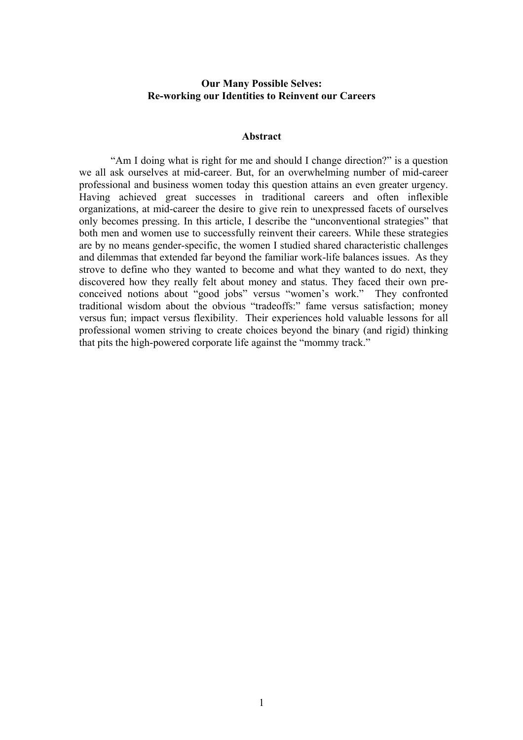**Our Many Possible Selves:**
**Re-working our Identities to Reinvent our Careers**

## Abstract

"Am I doing what is right for me and should I change direction?" is a question we all ask ourselves at mid-career. But, for an overwhelming number of mid-career professional and business women today this question attains an even greater urgency. Having achieved great successes in traditional careers and often inflexible organizations, at mid-career the desire to give rein to unexpressed facets of ourselves only becomes pressing. In this article, I describe the "unconventional strategies" that both men and women use to successfully reinvent their careers. While these strategies are by no means gender-specific, the women I studied shared characteristic challenges and dilemmas that extended far beyond the familiar work-life balances issues. As they strove to define who they wanted to become and what they wanted to do next, they discovered how they really felt about money and status. They faced their own pre-conceived notions about "good jobs" versus "women's work." They confronted traditional wisdom about the obvious "tradeoffs:" fame versus satisfaction; money versus fun; impact versus flexibility. Their experiences hold valuable lessons for all professional women striving to create choices beyond the binary (and rigid) thinking that pits the high-powered corporate life against the "mommy track."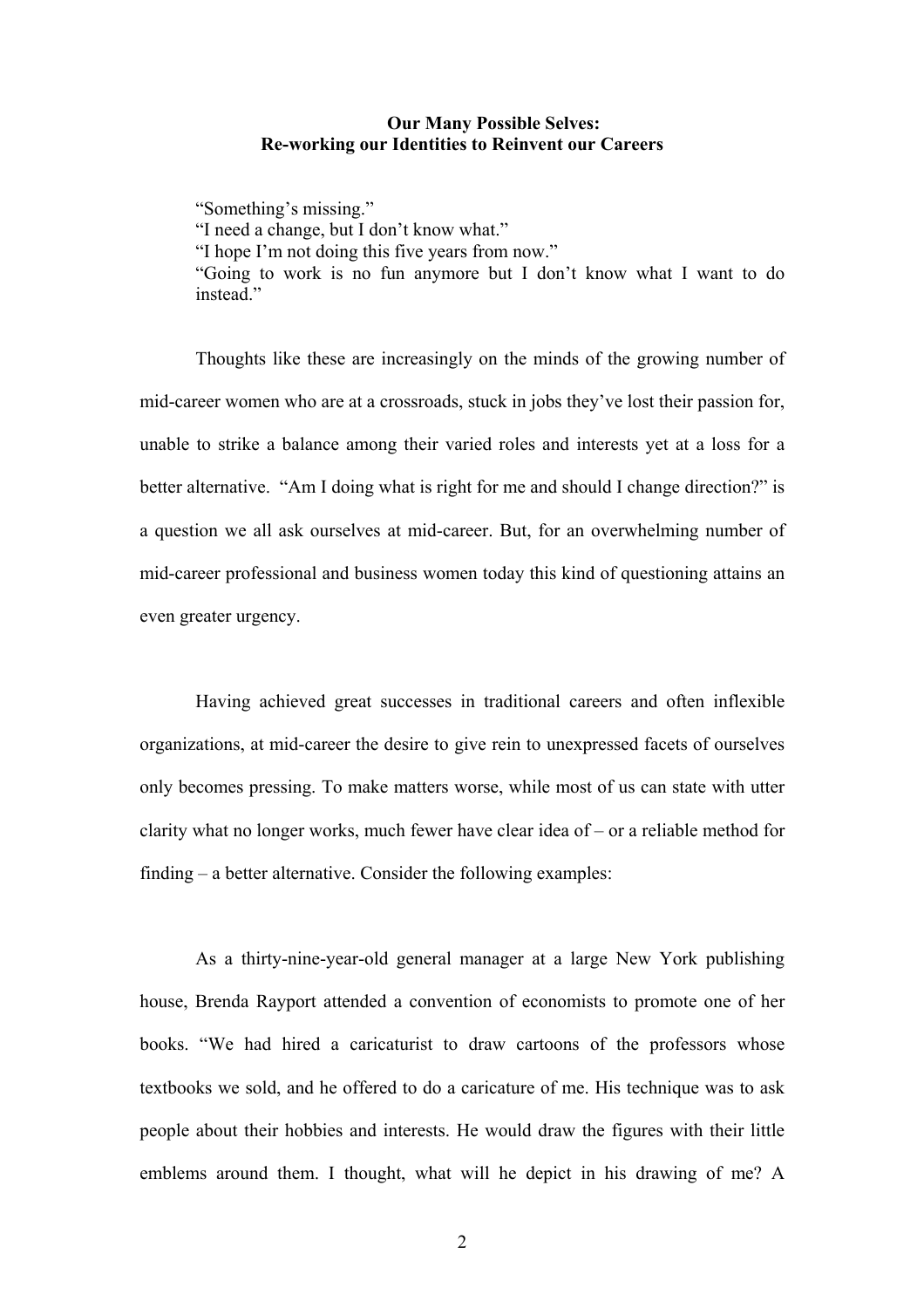**Our Many Possible Selves:**
**Re-working our Identities to Reinvent our Careers**

> "Something's missing."
> "I need a change, but I don't know what."
> "I hope I'm not doing this five years from now."
> "Going to work is no fun anymore but I don't know what I want to do instead."

Thoughts like these are increasingly on the minds of the growing number of mid-career women who are at a crossroads, stuck in jobs they've lost their passion for, unable to strike a balance among their varied roles and interests yet at a loss for a better alternative. "Am I doing what is right for me and should I change direction?" is a question we all ask ourselves at mid-career. But, for an overwhelming number of mid-career professional and business women today this kind of questioning attains an even greater urgency.

Having achieved great successes in traditional careers and often inflexible organizations, at mid-career the desire to give rein to unexpressed facets of ourselves only becomes pressing. To make matters worse, while most of us can state with utter clarity what no longer works, much fewer have clear idea of – or a reliable method for finding – a better alternative. Consider the following examples:

As a thirty-nine-year-old general manager at a large New York publishing house, Brenda Rayport attended a convention of economists to promote one of her books. "We had hired a caricaturist to draw cartoons of the professors whose textbooks we sold, and he offered to do a caricature of me. His technique was to ask people about their hobbies and interests. He would draw the figures with their little emblems around them. I thought, what will he depict in his drawing of me? A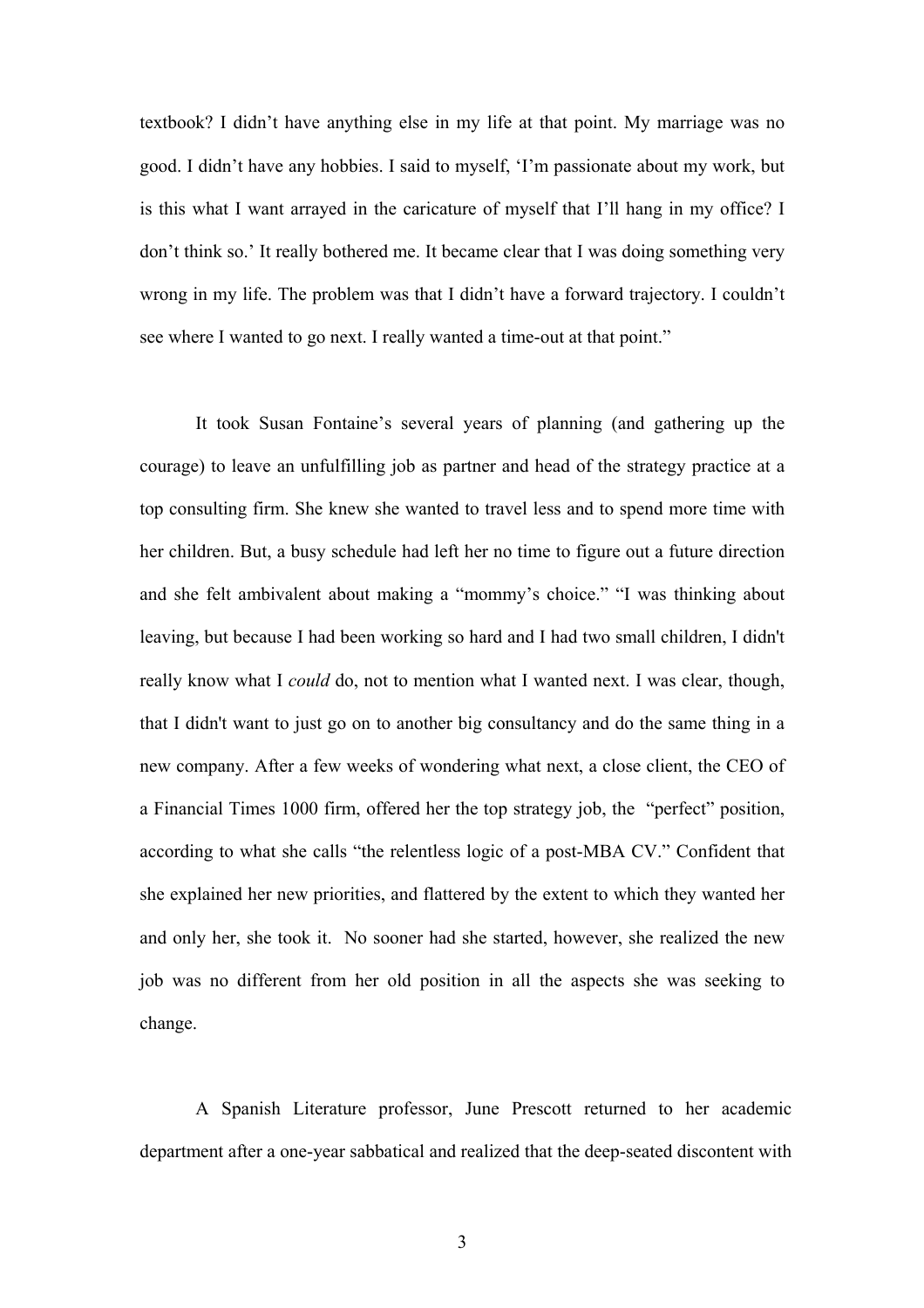textbook? I didn't have anything else in my life at that point. My marriage was no good. I didn't have any hobbies. I said to myself, 'I'm passionate about my work, but is this what I want arrayed in the caricature of myself that I'll hang in my office? I don't think so.' It really bothered me. It became clear that I was doing something very wrong in my life. The problem was that I didn't have a forward trajectory. I couldn't see where I wanted to go next. I really wanted a time-out at that point."

It took Susan Fontaine's several years of planning (and gathering up the courage) to leave an unfulfilling job as partner and head of the strategy practice at a top consulting firm. She knew she wanted to travel less and to spend more time with her children. But, a busy schedule had left her no time to figure out a future direction and she felt ambivalent about making a "mommy's choice." "I was thinking about leaving, but because I had been working so hard and I had two small children, I didn't really know what I *could* do, not to mention what I wanted next. I was clear, though, that I didn't want to just go on to another big consultancy and do the same thing in a new company. After a few weeks of wondering what next, a close client, the CEO of a Financial Times 1000 firm, offered her the top strategy job, the "perfect" position, according to what she calls "the relentless logic of a post-MBA CV." Confident that she explained her new priorities, and flattered by the extent to which they wanted her and only her, she took it. No sooner had she started, however, she realized the new job was no different from her old position in all the aspects she was seeking to change.

A Spanish Literature professor, June Prescott returned to her academic department after a one-year sabbatical and realized that the deep-seated discontent with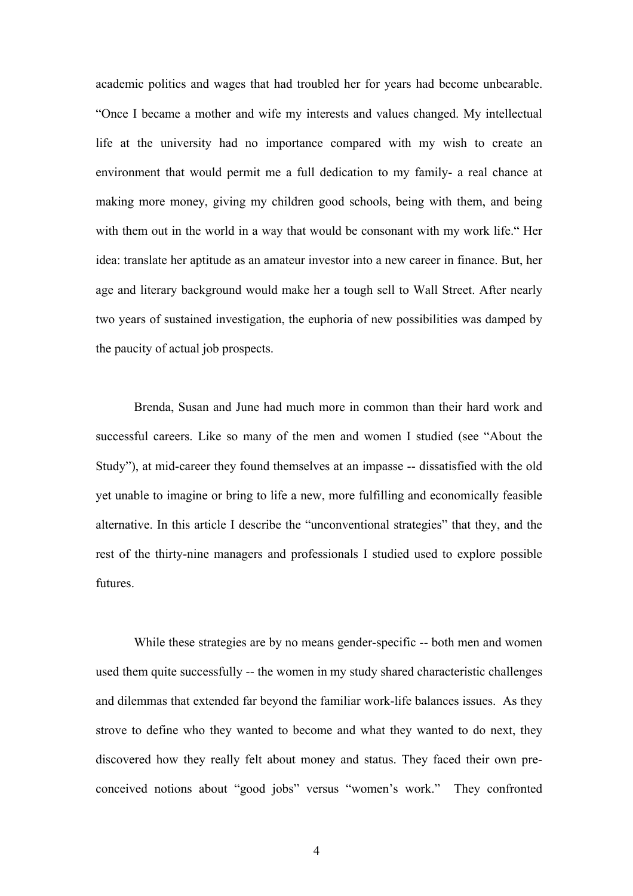academic politics and wages that had troubled her for years had become unbearable. "Once I became a mother and wife my interests and values changed. My intellectual life at the university had no importance compared with my wish to create an environment that would permit me a full dedication to my family- a real chance at making more money, giving my children good schools, being with them, and being with them out in the world in a way that would be consonant with my work life." Her idea: translate her aptitude as an amateur investor into a new career in finance. But, her age and literary background would make her a tough sell to Wall Street. After nearly two years of sustained investigation, the euphoria of new possibilities was damped by the paucity of actual job prospects.

Brenda, Susan and June had much more in common than their hard work and successful careers. Like so many of the men and women I studied (see "About the Study"), at mid-career they found themselves at an impasse -- dissatisfied with the old yet unable to imagine or bring to life a new, more fulfilling and economically feasible alternative. In this article I describe the "unconventional strategies" that they, and the rest of the thirty-nine managers and professionals I studied used to explore possible futures.

While these strategies are by no means gender-specific -- both men and women used them quite successfully -- the women in my study shared characteristic challenges and dilemmas that extended far beyond the familiar work-life balances issues. As they strove to define who they wanted to become and what they wanted to do next, they discovered how they really felt about money and status. They faced their own pre-conceived notions about "good jobs" versus "women's work." They confronted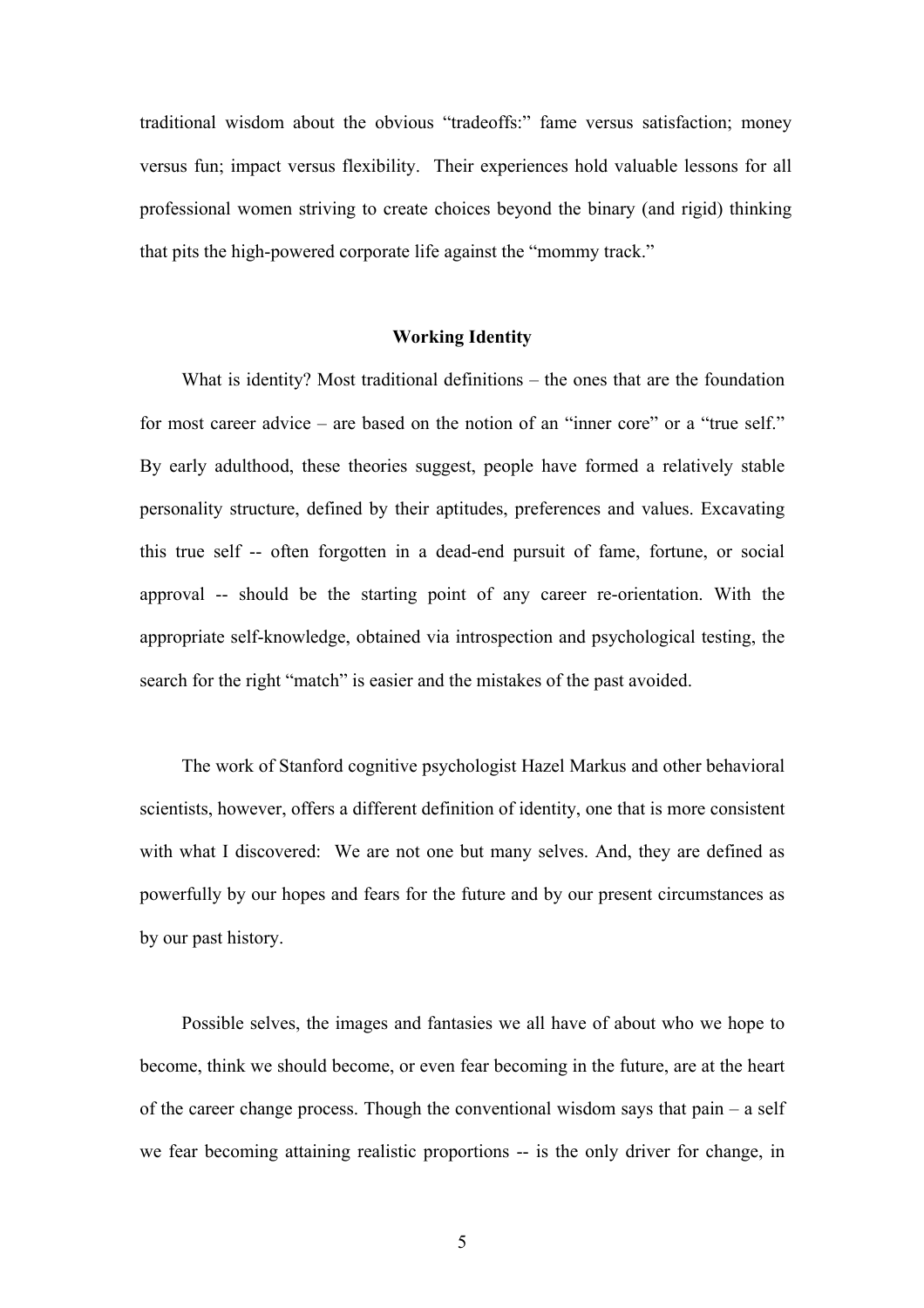traditional wisdom about the obvious "tradeoffs:" fame versus satisfaction; money versus fun; impact versus flexibility. Their experiences hold valuable lessons for all professional women striving to create choices beyond the binary (and rigid) thinking that pits the high-powered corporate life against the "mommy track."

## Working Identity

What is identity? Most traditional definitions – the ones that are the foundation for most career advice – are based on the notion of an "inner core" or a "true self." By early adulthood, these theories suggest, people have formed a relatively stable personality structure, defined by their aptitudes, preferences and values. Excavating this true self -- often forgotten in a dead-end pursuit of fame, fortune, or social approval -- should be the starting point of any career re-orientation. With the appropriate self-knowledge, obtained via introspection and psychological testing, the search for the right "match" is easier and the mistakes of the past avoided.

The work of Stanford cognitive psychologist Hazel Markus and other behavioral scientists, however, offers a different definition of identity, one that is more consistent with what I discovered: We are not one but many selves. And, they are defined as powerfully by our hopes and fears for the future and by our present circumstances as by our past history.

Possible selves, the images and fantasies we all have of about who we hope to become, think we should become, or even fear becoming in the future, are at the heart of the career change process. Though the conventional wisdom says that pain – a self we fear becoming attaining realistic proportions -- is the only driver for change, in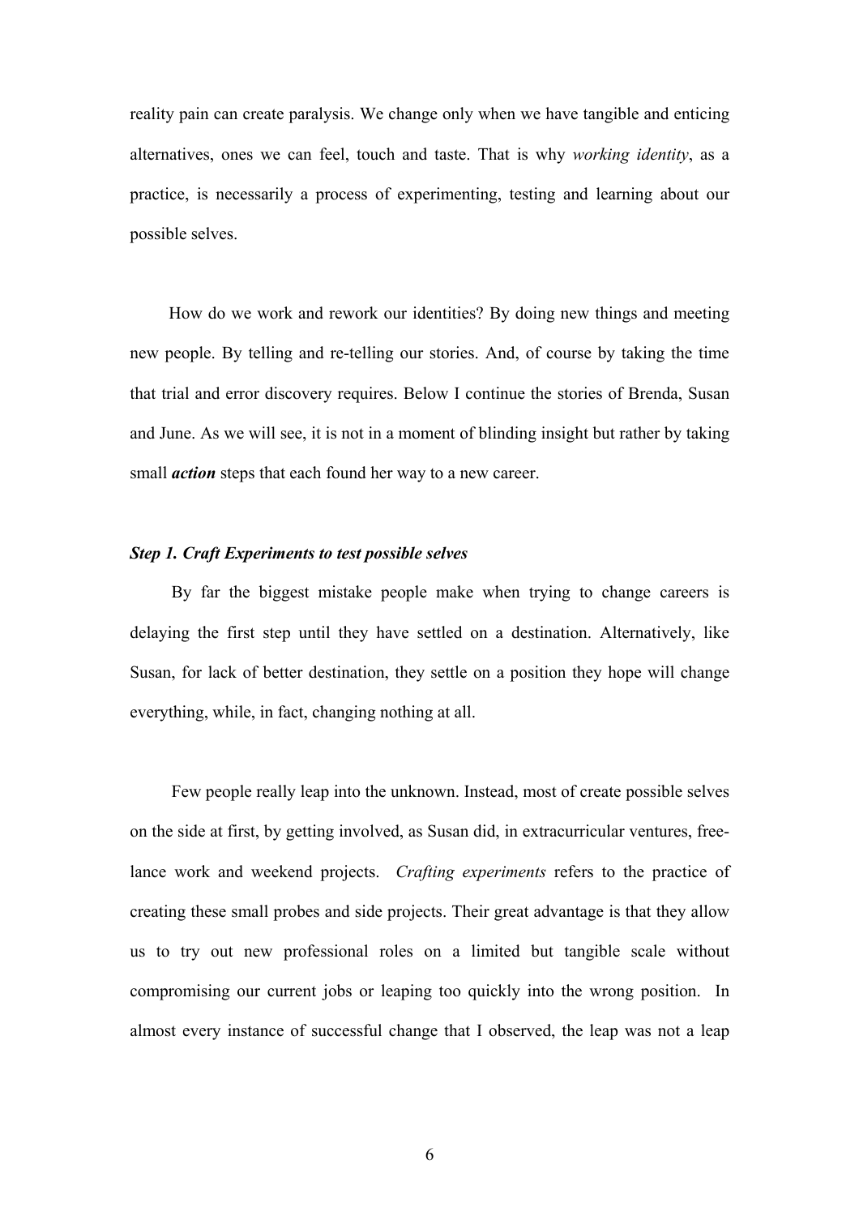reality pain can create paralysis. We change only when we have tangible and enticing alternatives, ones we can feel, touch and taste. That is why *working identity*, as a practice, is necessarily a process of experimenting, testing and learning about our possible selves.

How do we work and rework our identities? By doing new things and meeting new people. By telling and re-telling our stories. And, of course by taking the time that trial and error discovery requires. Below I continue the stories of Brenda, Susan and June. As we will see, it is not in a moment of blinding insight but rather by taking small ***action*** steps that each found her way to a new career.

### *Step 1. Craft Experiments to test possible selves*

By far the biggest mistake people make when trying to change careers is delaying the first step until they have settled on a destination. Alternatively, like Susan, for lack of better destination, they settle on a position they hope will change everything, while, in fact, changing nothing at all.

Few people really leap into the unknown. Instead, most of create possible selves on the side at first, by getting involved, as Susan did, in extracurricular ventures, free-lance work and weekend projects. *Crafting experiments* refers to the practice of creating these small probes and side projects. Their great advantage is that they allow us to try out new professional roles on a limited but tangible scale without compromising our current jobs or leaping too quickly into the wrong position. In almost every instance of successful change that I observed, the leap was not a leap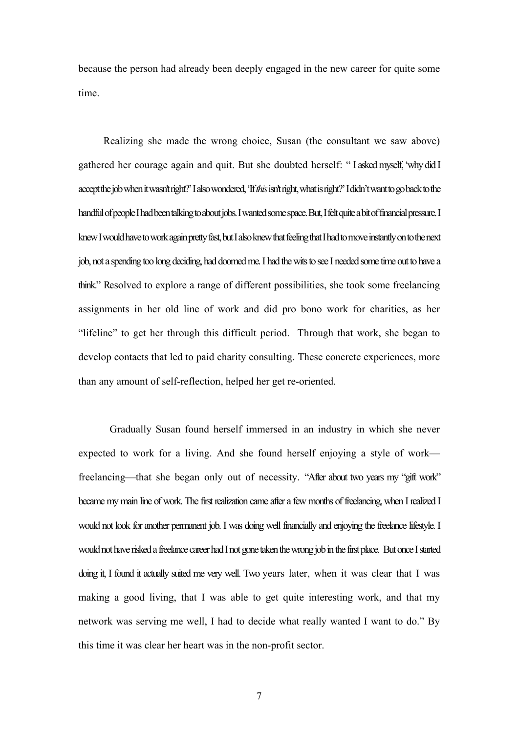because the person had already been deeply engaged in the new career for quite some time.

Realizing she made the wrong choice, Susan (the consultant we saw above) gathered her courage again and quit. But she doubted herself: " I asked myself, 'why did I accept the job when it wasn't right?' I also wondered, 'If *this* isn't right, what is right?' I didn't want to go back to the handful of people I had been talking to about jobs. I wanted some space. But, I felt quite a bit of financial pressure. I knew I would have to work again pretty fast, but I also knew that feeling that I had to move instantly on to the next job, not a spending too long deciding, had doomed me. I had the wits to see I needed some time out to have a think." Resolved to explore a range of different possibilities, she took some freelancing assignments in her old line of work and did pro bono work for charities, as her "lifeline" to get her through this difficult period. Through that work, she began to develop contacts that led to paid charity consulting. These concrete experiences, more than any amount of self-reflection, helped her get re-oriented.

Gradually Susan found herself immersed in an industry in which she never expected to work for a living. And she found herself enjoying a style of work—freelancing—that she began only out of necessity. "After about two years my "gift work" became my main line of work. The first realization came after a few months of freelancing, when I realized I would not look for another permanent job. I was doing well financially and enjoying the freelance lifestyle. I would not have risked a freelance career had I not gone taken the wrong job in the first place. But once I started doing it, I found it actually suited me very well. Two years later, when it was clear that I was making a good living, that I was able to get quite interesting work, and that my network was serving me well, I had to decide what really wanted I want to do." By this time it was clear her heart was in the non-profit sector.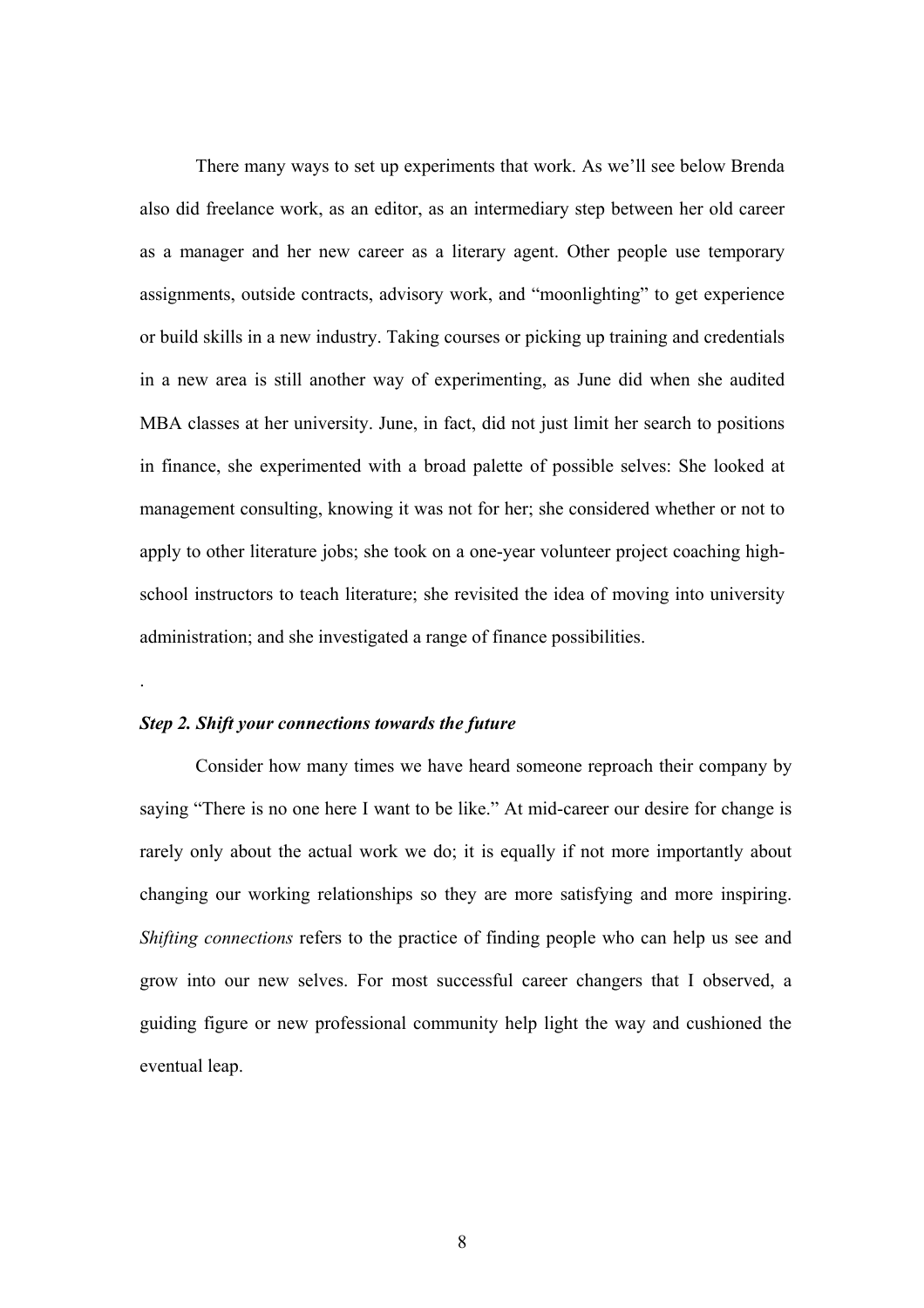There many ways to set up experiments that work. As we'll see below Brenda also did freelance work, as an editor, as an intermediary step between her old career as a manager and her new career as a literary agent. Other people use temporary assignments, outside contracts, advisory work, and "moonlighting" to get experience or build skills in a new industry. Taking courses or picking up training and credentials in a new area is still another way of experimenting, as June did when she audited MBA classes at her university. June, in fact, did not just limit her search to positions in finance, she experimented with a broad palette of possible selves: She looked at management consulting, knowing it was not for her; she considered whether or not to apply to other literature jobs; she took on a one-year volunteer project coaching high-school instructors to teach literature; she revisited the idea of moving into university administration; and she investigated a range of finance possibilities.

.

***Step 2. Shift your connections towards the future***

Consider how many times we have heard someone reproach their company by saying "There is no one here I want to be like." At mid-career our desire for change is rarely only about the actual work we do; it is equally if not more importantly about changing our working relationships so they are more satisfying and more inspiring. *Shifting connections* refers to the practice of finding people who can help us see and grow into our new selves. For most successful career changers that I observed, a guiding figure or new professional community help light the way and cushioned the eventual leap.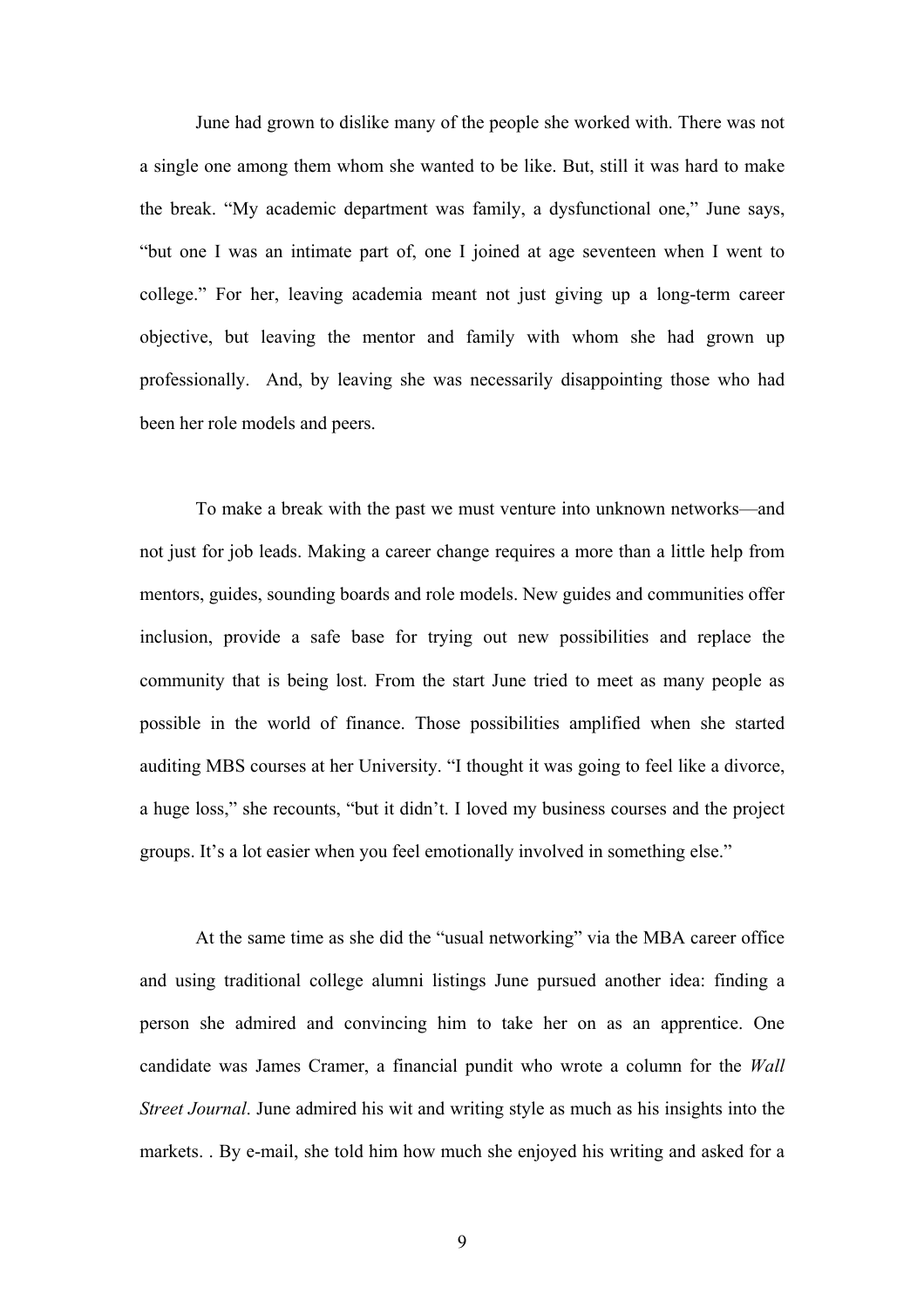June had grown to dislike many of the people she worked with. There was not a single one among them whom she wanted to be like. But, still it was hard to make the break. “My academic department was family, a dysfunctional one,” June says, “but one I was an intimate part of, one I joined at age seventeen when I went to college.” For her, leaving academia meant not just giving up a long-term career objective, but leaving the mentor and family with whom she had grown up professionally. And, by leaving she was necessarily disappointing those who had been her role models and peers.

To make a break with the past we must venture into unknown networks—and not just for job leads. Making a career change requires a more than a little help from mentors, guides, sounding boards and role models. New guides and communities offer inclusion, provide a safe base for trying out new possibilities and replace the community that is being lost. From the start June tried to meet as many people as possible in the world of finance. Those possibilities amplified when she started auditing MBS courses at her University. “I thought it was going to feel like a divorce, a huge loss,” she recounts, “but it didn’t. I loved my business courses and the project groups. It’s a lot easier when you feel emotionally involved in something else.”

At the same time as she did the “usual networking” via the MBA career office and using traditional college alumni listings June pursued another idea: finding a person she admired and convincing him to take her on as an apprentice. One candidate was James Cramer, a financial pundit who wrote a column for the *Wall Street Journal*. June admired his wit and writing style as much as his insights into the markets. . By e-mail, she told him how much she enjoyed his writing and asked for a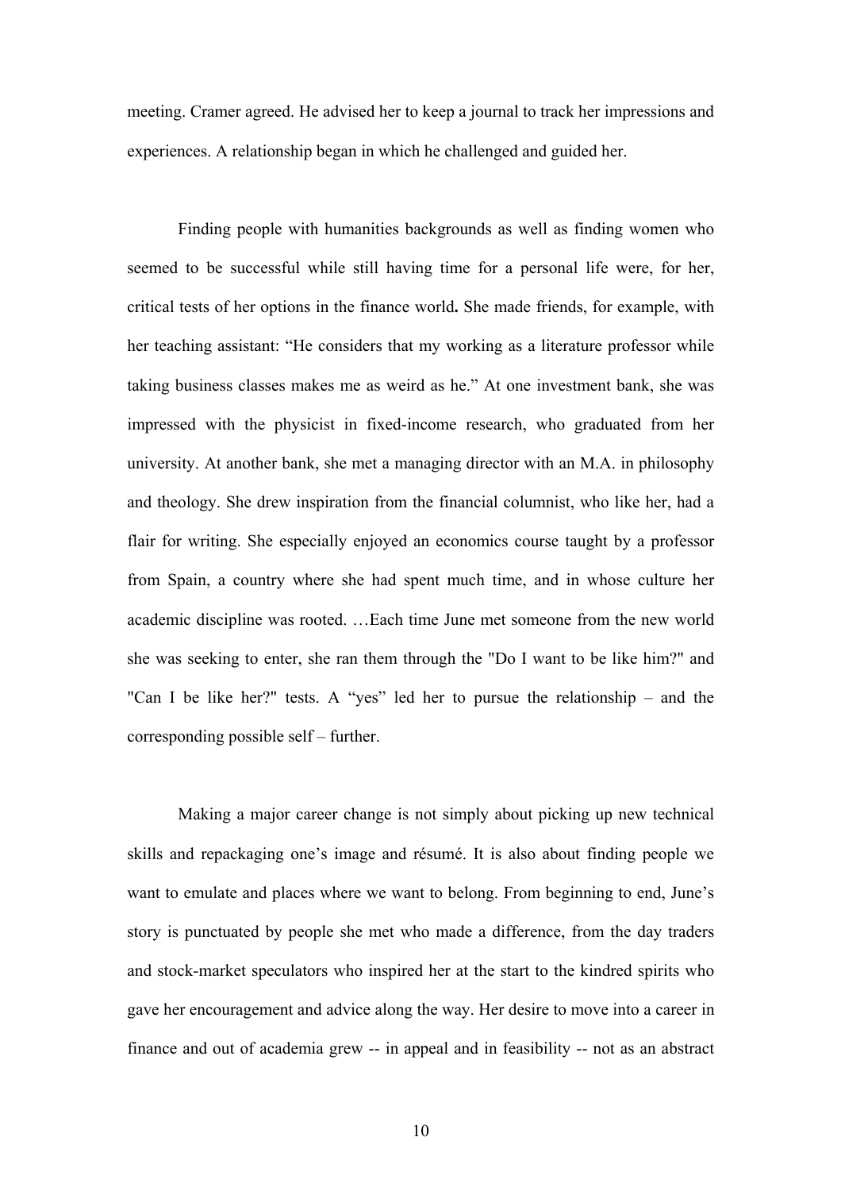meeting. Cramer agreed. He advised her to keep a journal to track her impressions and experiences. A relationship began in which he challenged and guided her.

Finding people with humanities backgrounds as well as finding women who seemed to be successful while still having time for a personal life were, for her, critical tests of her options in the finance world. She made friends, for example, with her teaching assistant: “He considers that my working as a literature professor while taking business classes makes me as weird as he.” At one investment bank, she was impressed with the physicist in fixed-income research, who graduated from her university. At another bank, she met a managing director with an M.A. in philosophy and theology. She drew inspiration from the financial columnist, who like her, had a flair for writing. She especially enjoyed an economics course taught by a professor from Spain, a country where she had spent much time, and in whose culture her academic discipline was rooted. …Each time June met someone from the new world she was seeking to enter, she ran them through the "Do I want to be like him?" and "Can I be like her?" tests. A “yes” led her to pursue the relationship – and the corresponding possible self – further.

Making a major career change is not simply about picking up new technical skills and repackaging one’s image and résumé. It is also about finding people we want to emulate and places where we want to belong. From beginning to end, June’s story is punctuated by people she met who made a difference, from the day traders and stock-market speculators who inspired her at the start to the kindred spirits who gave her encouragement and advice along the way. Her desire to move into a career in finance and out of academia grew -- in appeal and in feasibility -- not as an abstract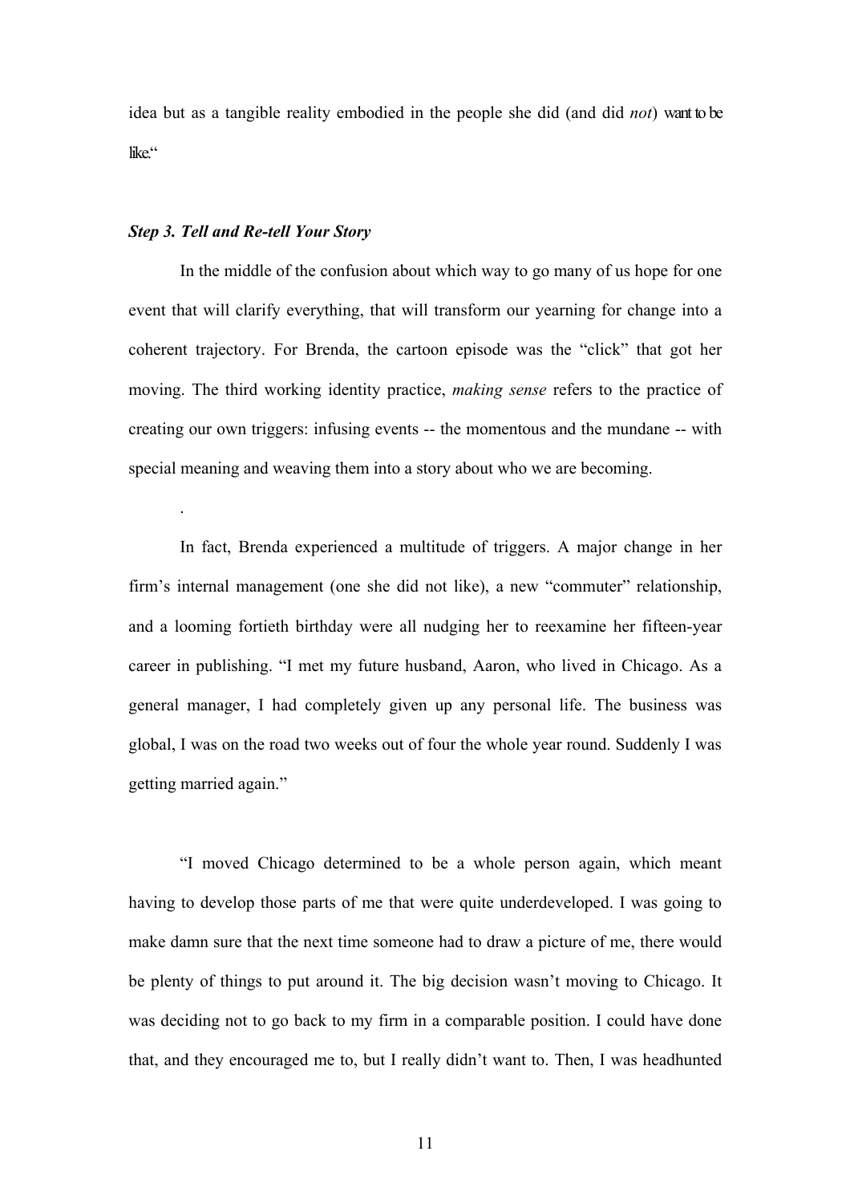idea but as a tangible reality embodied in the people she did (and did *not*) want to be like."

### *Step 3. Tell and Re-tell Your Story*

In the middle of the confusion about which way to go many of us hope for one event that will clarify everything, that will transform our yearning for change into a coherent trajectory. For Brenda, the cartoon episode was the "click" that got her moving. The third working identity practice, *making sense* refers to the practice of creating our own triggers: infusing events -- the momentous and the mundane -- with special meaning and weaving them into a story about who we are becoming.

.

In fact, Brenda experienced a multitude of triggers. A major change in her firm's internal management (one she did not like), a new "commuter" relationship, and a looming fortieth birthday were all nudging her to reexamine her fifteen-year career in publishing. "I met my future husband, Aaron, who lived in Chicago. As a general manager, I had completely given up any personal life. The business was global, I was on the road two weeks out of four the whole year round. Suddenly I was getting married again."

"I moved Chicago determined to be a whole person again, which meant having to develop those parts of me that were quite underdeveloped. I was going to make damn sure that the next time someone had to draw a picture of me, there would be plenty of things to put around it. The big decision wasn't moving to Chicago. It was deciding not to go back to my firm in a comparable position. I could have done that, and they encouraged me to, but I really didn't want to. Then, I was headhunted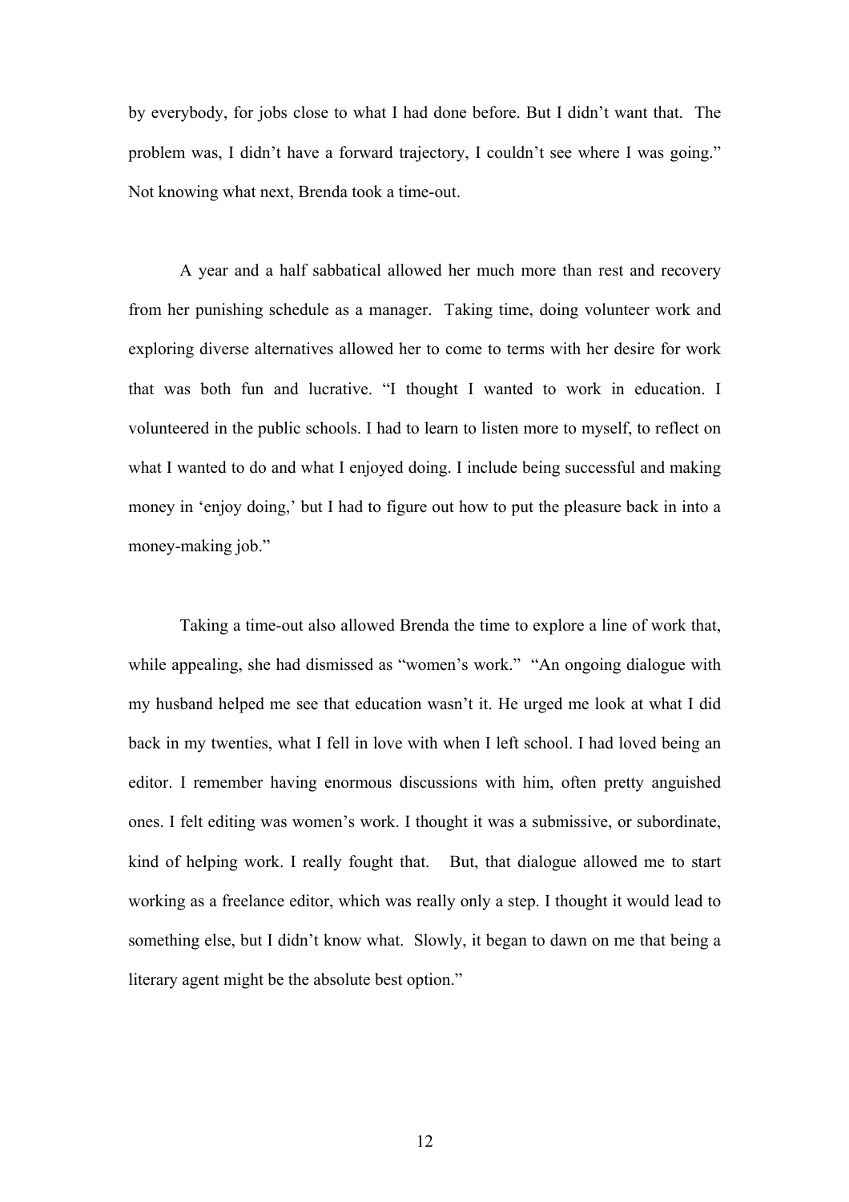by everybody, for jobs close to what I had done before. But I didn't want that. The problem was, I didn't have a forward trajectory, I couldn't see where I was going." Not knowing what next, Brenda took a time-out.

A year and a half sabbatical allowed her much more than rest and recovery from her punishing schedule as a manager. Taking time, doing volunteer work and exploring diverse alternatives allowed her to come to terms with her desire for work that was both fun and lucrative. "I thought I wanted to work in education. I volunteered in the public schools. I had to learn to listen more to myself, to reflect on what I wanted to do and what I enjoyed doing. I include being successful and making money in 'enjoy doing,' but I had to figure out how to put the pleasure back in into a money-making job."

Taking a time-out also allowed Brenda the time to explore a line of work that, while appealing, she had dismissed as "women's work." "An ongoing dialogue with my husband helped me see that education wasn't it. He urged me look at what I did back in my twenties, what I fell in love with when I left school. I had loved being an editor. I remember having enormous discussions with him, often pretty anguished ones. I felt editing was women's work. I thought it was a submissive, or subordinate, kind of helping work. I really fought that. But, that dialogue allowed me to start working as a freelance editor, which was really only a step. I thought it would lead to something else, but I didn't know what. Slowly, it began to dawn on me that being a literary agent might be the absolute best option."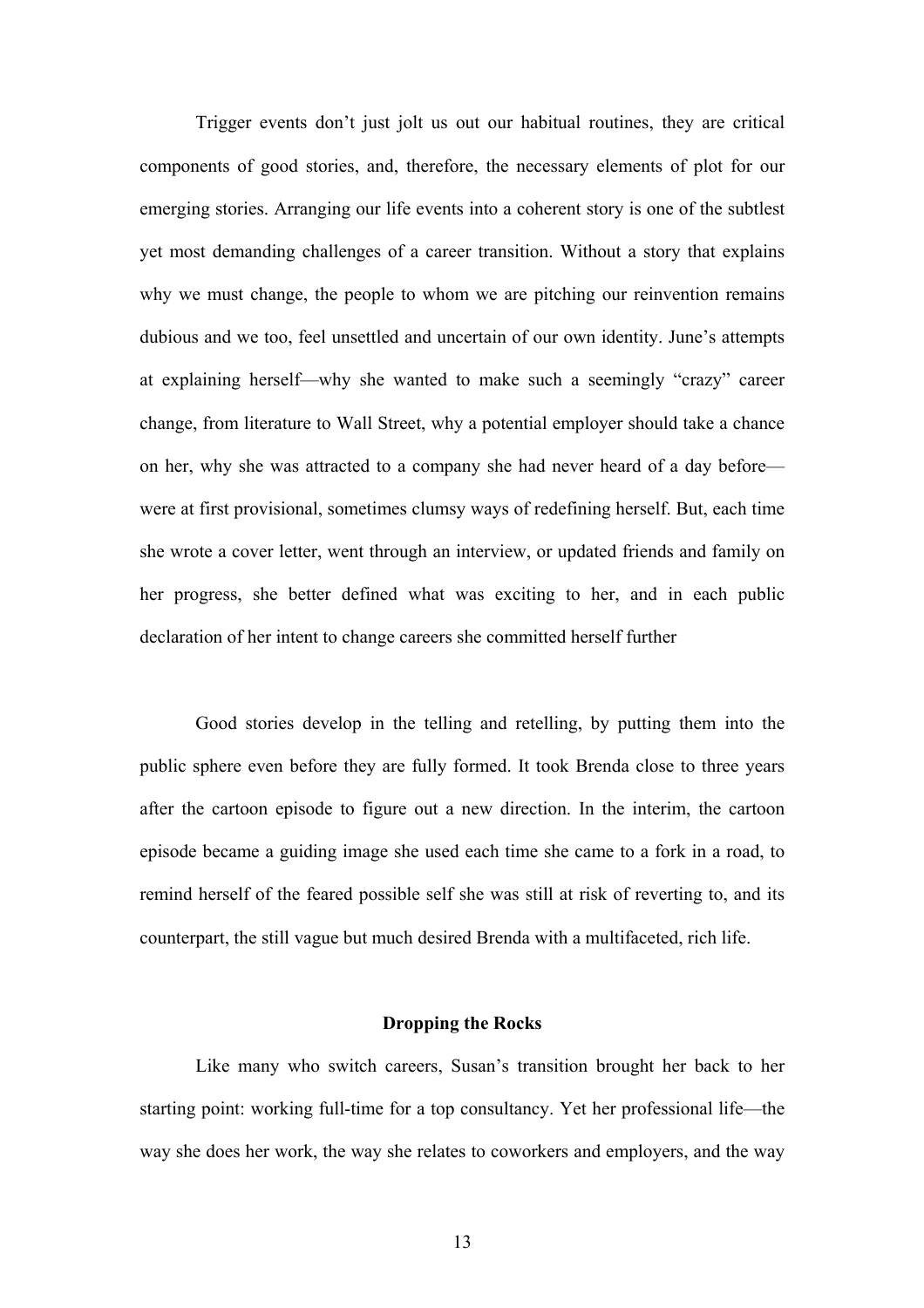Trigger events don't just jolt us out our habitual routines, they are critical components of good stories, and, therefore, the necessary elements of plot for our emerging stories. Arranging our life events into a coherent story is one of the subtlest yet most demanding challenges of a career transition. Without a story that explains why we must change, the people to whom we are pitching our reinvention remains dubious and we too, feel unsettled and uncertain of our own identity. June's attempts at explaining herself—why she wanted to make such a seemingly "crazy" career change, from literature to Wall Street, why a potential employer should take a chance on her, why she was attracted to a company she had never heard of a day before—were at first provisional, sometimes clumsy ways of redefining herself. But, each time she wrote a cover letter, went through an interview, or updated friends and family on her progress, she better defined what was exciting to her, and in each public declaration of her intent to change careers she committed herself further

Good stories develop in the telling and retelling, by putting them into the public sphere even before they are fully formed. It took Brenda close to three years after the cartoon episode to figure out a new direction. In the interim, the cartoon episode became a guiding image she used each time she came to a fork in a road, to remind herself of the feared possible self she was still at risk of reverting to, and its counterpart, the still vague but much desired Brenda with a multifaceted, rich life.

**Dropping the Rocks**

Like many who switch careers, Susan's transition brought her back to her starting point: working full-time for a top consultancy. Yet her professional life—the way she does her work, the way she relates to coworkers and employers, and the way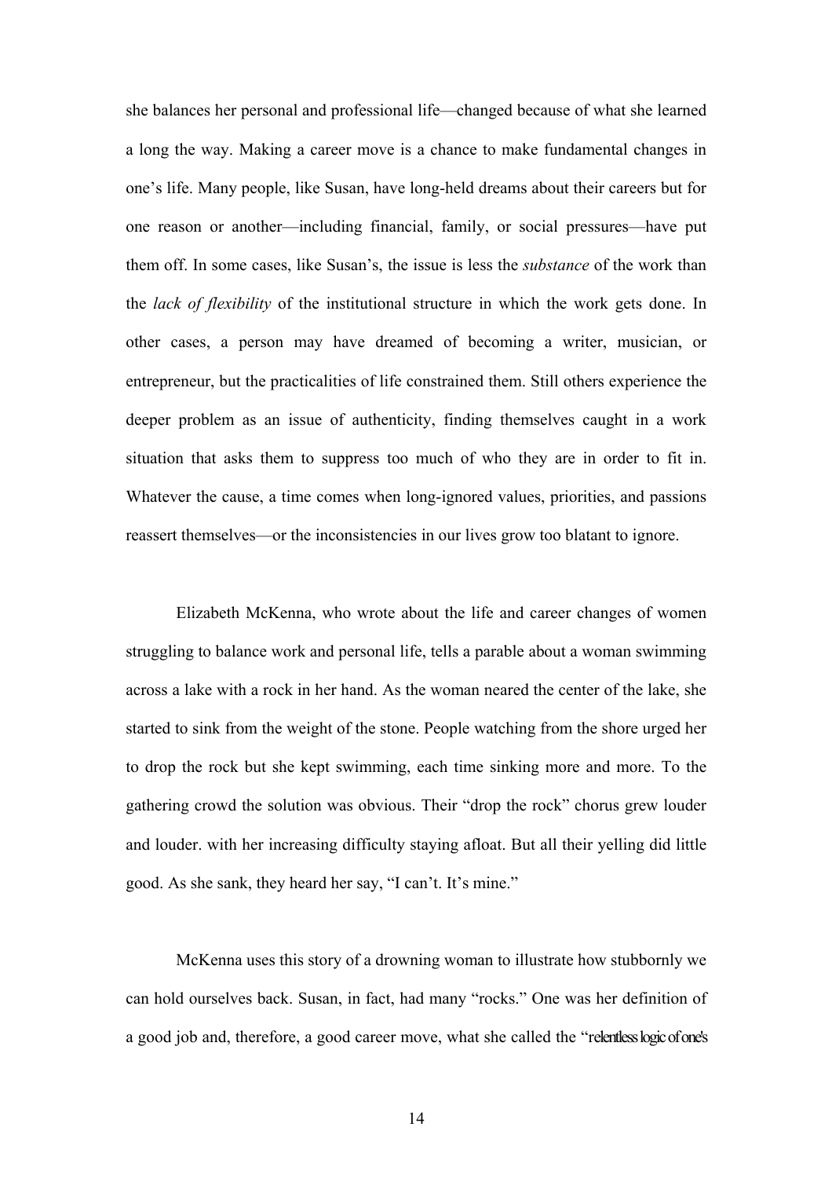she balances her personal and professional life—changed because of what she learned a long the way. Making a career move is a chance to make fundamental changes in one's life. Many people, like Susan, have long-held dreams about their careers but for one reason or another—including financial, family, or social pressures—have put them off. In some cases, like Susan's, the issue is less the *substance* of the work than the *lack of flexibility* of the institutional structure in which the work gets done. In other cases, a person may have dreamed of becoming a writer, musician, or entrepreneur, but the practicalities of life constrained them. Still others experience the deeper problem as an issue of authenticity, finding themselves caught in a work situation that asks them to suppress too much of who they are in order to fit in. Whatever the cause, a time comes when long-ignored values, priorities, and passions reassert themselves—or the inconsistencies in our lives grow too blatant to ignore.

Elizabeth McKenna, who wrote about the life and career changes of women struggling to balance work and personal life, tells a parable about a woman swimming across a lake with a rock in her hand. As the woman neared the center of the lake, she started to sink from the weight of the stone. People watching from the shore urged her to drop the rock but she kept swimming, each time sinking more and more. To the gathering crowd the solution was obvious. Their "drop the rock" chorus grew louder and louder. with her increasing difficulty staying afloat. But all their yelling did little good. As she sank, they heard her say, "I can't. It's mine."

McKenna uses this story of a drowning woman to illustrate how stubbornly we can hold ourselves back. Susan, in fact, had many "rocks." One was her definition of a good job and, therefore, a good career move, what she called the "relentless logic of one's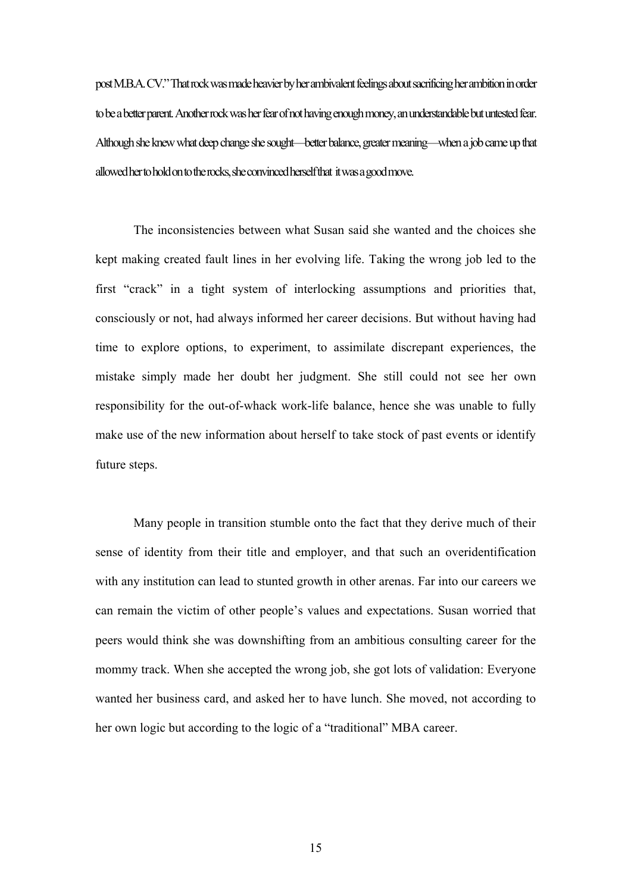post M.B.A. CV." That rock was made heavier by her ambivalent feelings about sacrificing her ambition in order to be a better parent. Another rock was her fear of not having enough money, an understandable but untested fear. Although she knew what deep change she sought—better balance, greater meaning—when a job came up that allowed her to hold on to the rocks, she convinced herself that it was a good move.

The inconsistencies between what Susan said she wanted and the choices she kept making created fault lines in her evolving life. Taking the wrong job led to the first "crack" in a tight system of interlocking assumptions and priorities that, consciously or not, had always informed her career decisions. But without having had time to explore options, to experiment, to assimilate discrepant experiences, the mistake simply made her doubt her judgment. She still could not see her own responsibility for the out-of-whack work-life balance, hence she was unable to fully make use of the new information about herself to take stock of past events or identify future steps.

Many people in transition stumble onto the fact that they derive much of their sense of identity from their title and employer, and that such an overidentification with any institution can lead to stunted growth in other arenas. Far into our careers we can remain the victim of other people's values and expectations. Susan worried that peers would think she was downshifting from an ambitious consulting career for the mommy track. When she accepted the wrong job, she got lots of validation: Everyone wanted her business card, and asked her to have lunch. She moved, not according to her own logic but according to the logic of a "traditional" MBA career.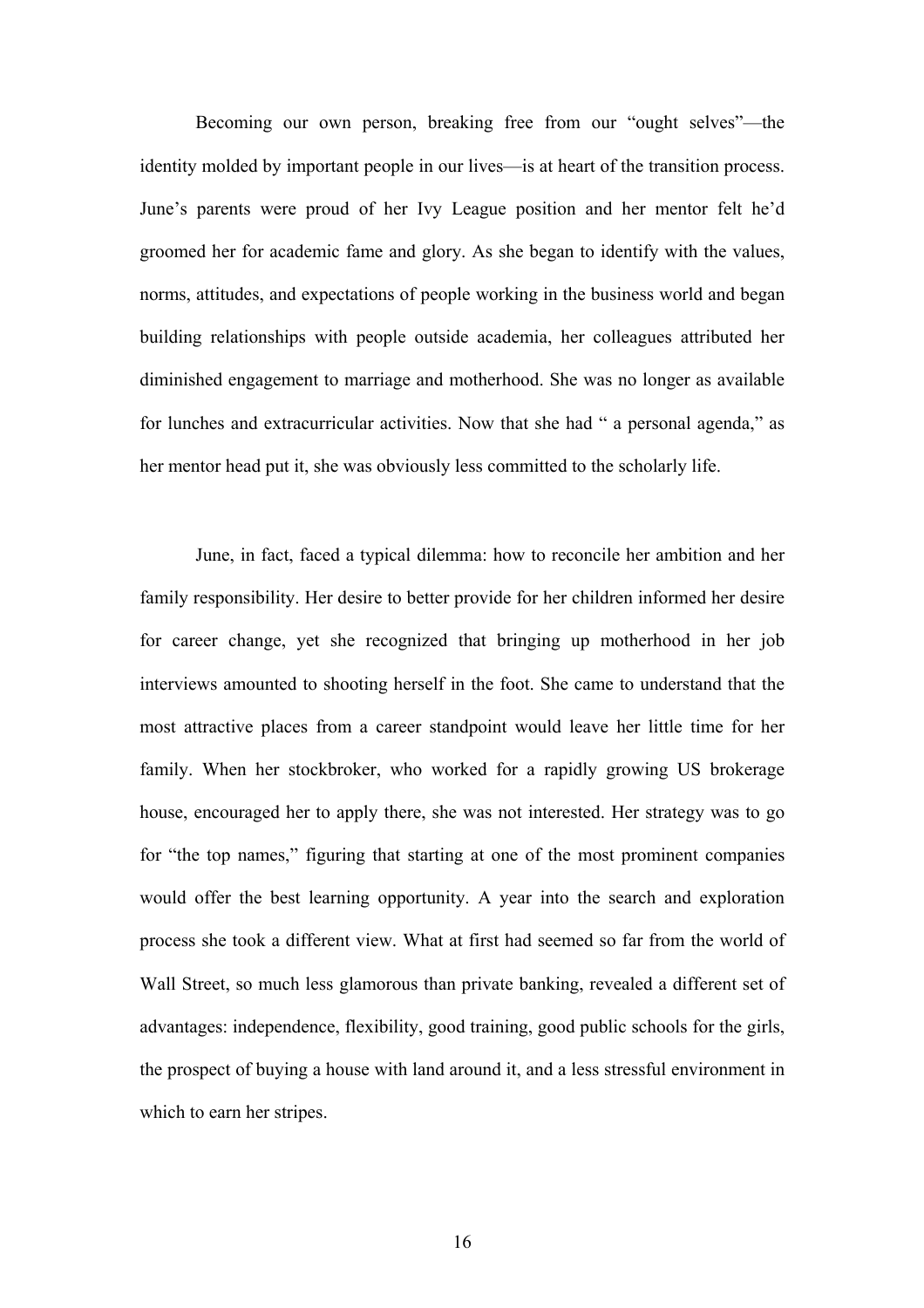Becoming our own person, breaking free from our "ought selves"—the identity molded by important people in our lives—is at heart of the transition process. June's parents were proud of her Ivy League position and her mentor felt he'd groomed her for academic fame and glory. As she began to identify with the values, norms, attitudes, and expectations of people working in the business world and began building relationships with people outside academia, her colleagues attributed her diminished engagement to marriage and motherhood. She was no longer as available for lunches and extracurricular activities. Now that she had " a personal agenda," as her mentor head put it, she was obviously less committed to the scholarly life.

June, in fact, faced a typical dilemma: how to reconcile her ambition and her family responsibility. Her desire to better provide for her children informed her desire for career change, yet she recognized that bringing up motherhood in her job interviews amounted to shooting herself in the foot. She came to understand that the most attractive places from a career standpoint would leave her little time for her family. When her stockbroker, who worked for a rapidly growing US brokerage house, encouraged her to apply there, she was not interested. Her strategy was to go for "the top names," figuring that starting at one of the most prominent companies would offer the best learning opportunity. A year into the search and exploration process she took a different view. What at first had seemed so far from the world of Wall Street, so much less glamorous than private banking, revealed a different set of advantages: independence, flexibility, good training, good public schools for the girls, the prospect of buying a house with land around it, and a less stressful environment in which to earn her stripes.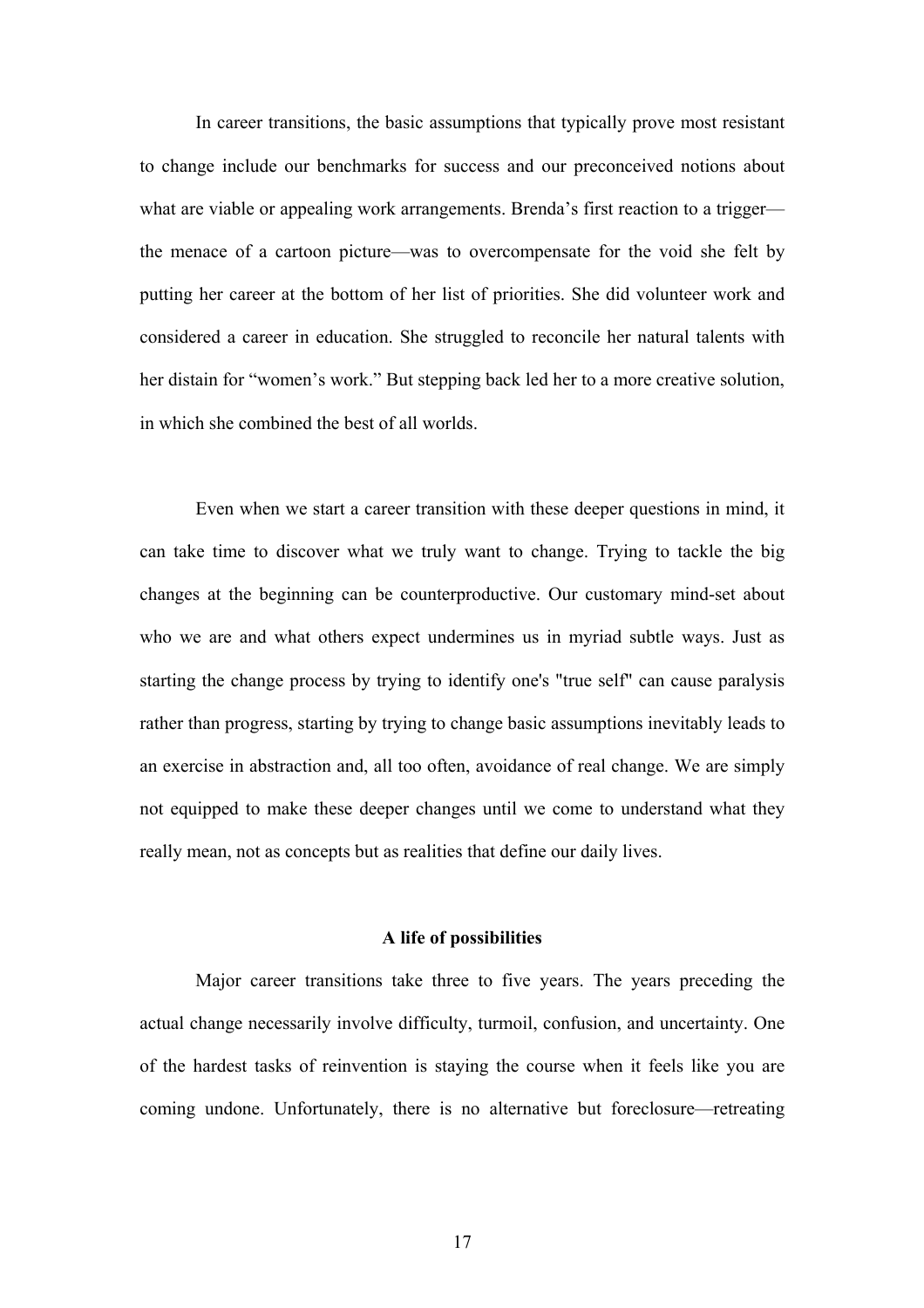In career transitions, the basic assumptions that typically prove most resistant to change include our benchmarks for success and our preconceived notions about what are viable or appealing work arrangements. Brenda's first reaction to a trigger—the menace of a cartoon picture—was to overcompensate for the void she felt by putting her career at the bottom of her list of priorities. She did volunteer work and considered a career in education. She struggled to reconcile her natural talents with her distain for "women's work." But stepping back led her to a more creative solution, in which she combined the best of all worlds.

Even when we start a career transition with these deeper questions in mind, it can take time to discover what we truly want to change. Trying to tackle the big changes at the beginning can be counterproductive. Our customary mind-set about who we are and what others expect undermines us in myriad subtle ways. Just as starting the change process by trying to identify one's "true self" can cause paralysis rather than progress, starting by trying to change basic assumptions inevitably leads to an exercise in abstraction and, all too often, avoidance of real change. We are simply not equipped to make these deeper changes until we come to understand what they really mean, not as concepts but as realities that define our daily lives.

**A life of possibilities**

Major career transitions take three to five years. The years preceding the actual change necessarily involve difficulty, turmoil, confusion, and uncertainty. One of the hardest tasks of reinvention is staying the course when it feels like you are coming undone. Unfortunately, there is no alternative but foreclosure—retreating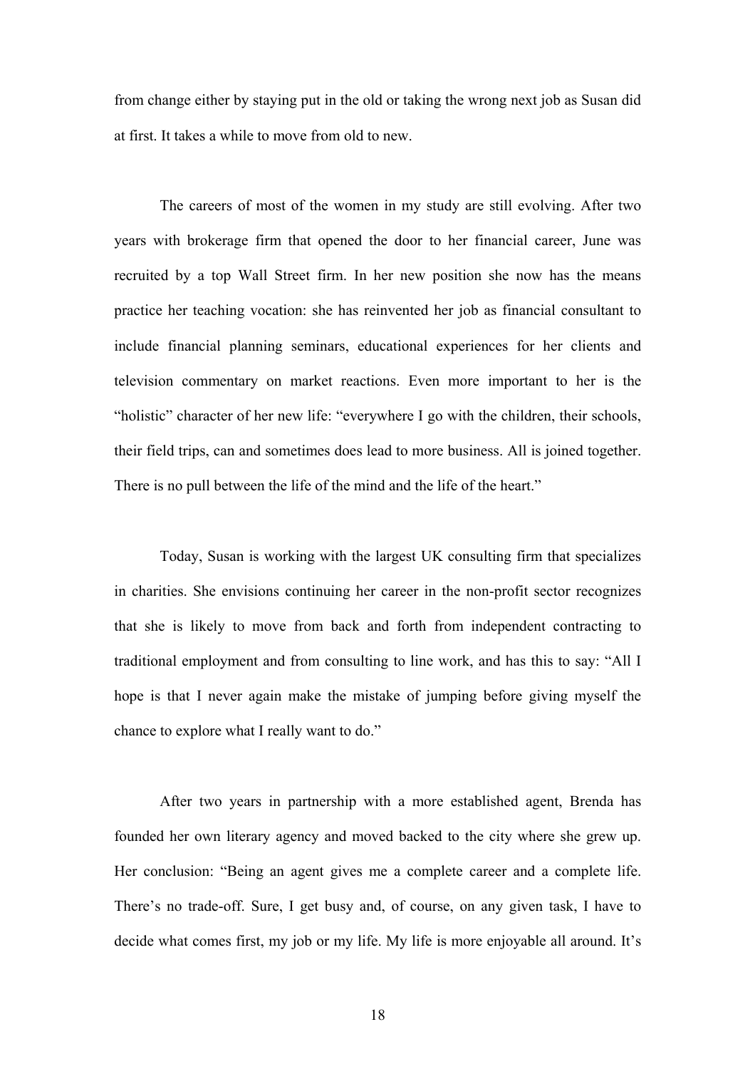from change either by staying put in the old or taking the wrong next job as Susan did at first. It takes a while to move from old to new.

The careers of most of the women in my study are still evolving. After two years with brokerage firm that opened the door to her financial career, June was recruited by a top Wall Street firm. In her new position she now has the means practice her teaching vocation: she has reinvented her job as financial consultant to include financial planning seminars, educational experiences for her clients and television commentary on market reactions. Even more important to her is the "holistic" character of her new life: "everywhere I go with the children, their schools, their field trips, can and sometimes does lead to more business. All is joined together. There is no pull between the life of the mind and the life of the heart."

Today, Susan is working with the largest UK consulting firm that specializes in charities. She envisions continuing her career in the non-profit sector recognizes that she is likely to move from back and forth from independent contracting to traditional employment and from consulting to line work, and has this to say: "All I hope is that I never again make the mistake of jumping before giving myself the chance to explore what I really want to do."

After two years in partnership with a more established agent, Brenda has founded her own literary agency and moved backed to the city where she grew up. Her conclusion: "Being an agent gives me a complete career and a complete life. There's no trade-off. Sure, I get busy and, of course, on any given task, I have to decide what comes first, my job or my life. My life is more enjoyable all around. It's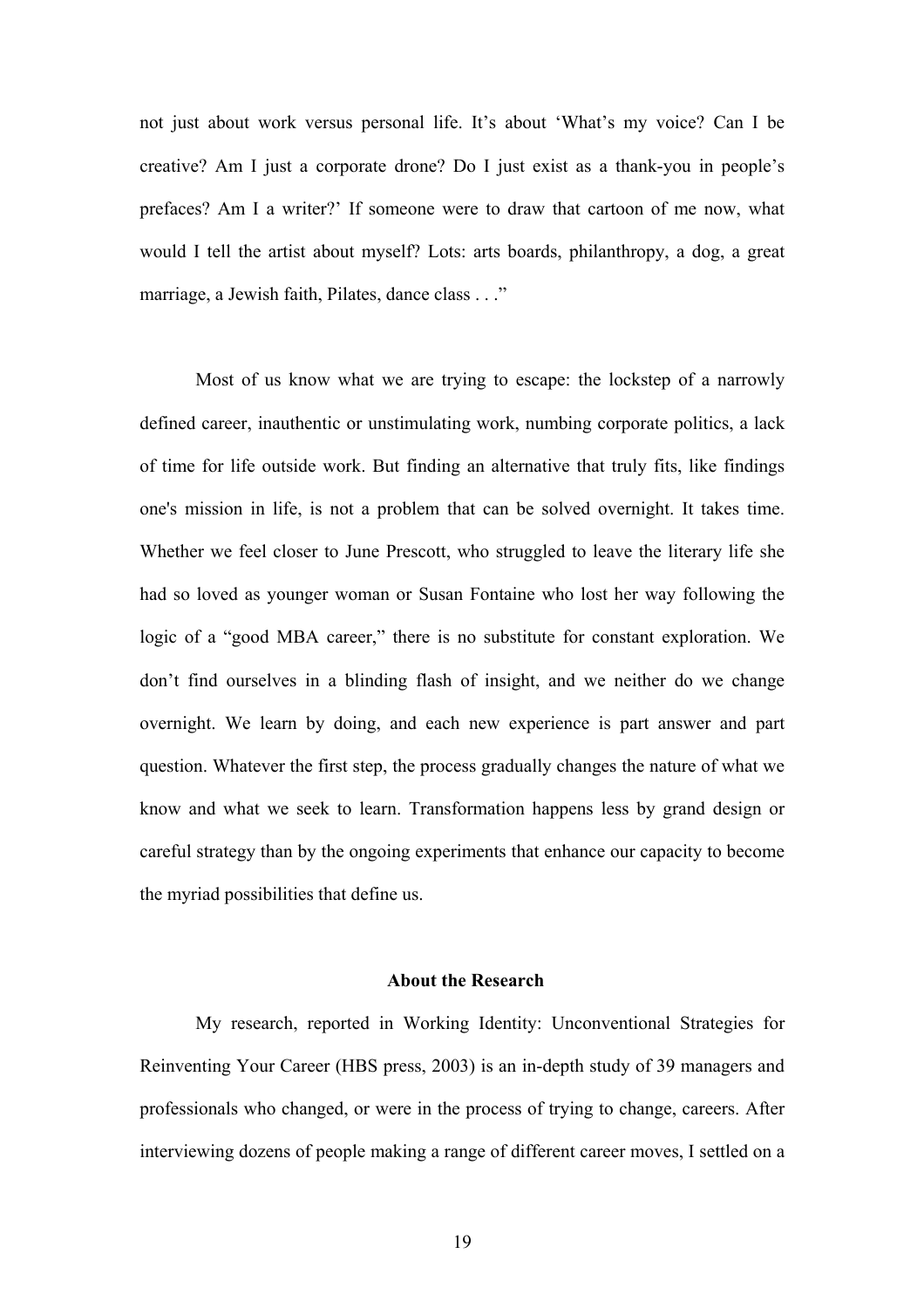not just about work versus personal life. It's about 'What's my voice? Can I be creative? Am I just a corporate drone? Do I just exist as a thank-you in people's prefaces? Am I a writer?' If someone were to draw that cartoon of me now, what would I tell the artist about myself? Lots: arts boards, philanthropy, a dog, a great marriage, a Jewish faith, Pilates, dance class . . ."

Most of us know what we are trying to escape: the lockstep of a narrowly defined career, inauthentic or unstimulating work, numbing corporate politics, a lack of time for life outside work. But finding an alternative that truly fits, like findings one's mission in life, is not a problem that can be solved overnight. It takes time. Whether we feel closer to June Prescott, who struggled to leave the literary life she had so loved as younger woman or Susan Fontaine who lost her way following the logic of a "good MBA career," there is no substitute for constant exploration. We don't find ourselves in a blinding flash of insight, and we neither do we change overnight. We learn by doing, and each new experience is part answer and part question. Whatever the first step, the process gradually changes the nature of what we know and what we seek to learn. Transformation happens less by grand design or careful strategy than by the ongoing experiments that enhance our capacity to become the myriad possibilities that define us.

**About the Research**

My research, reported in Working Identity: Unconventional Strategies for Reinventing Your Career (HBS press, 2003) is an in-depth study of 39 managers and professionals who changed, or were in the process of trying to change, careers. After interviewing dozens of people making a range of different career moves, I settled on a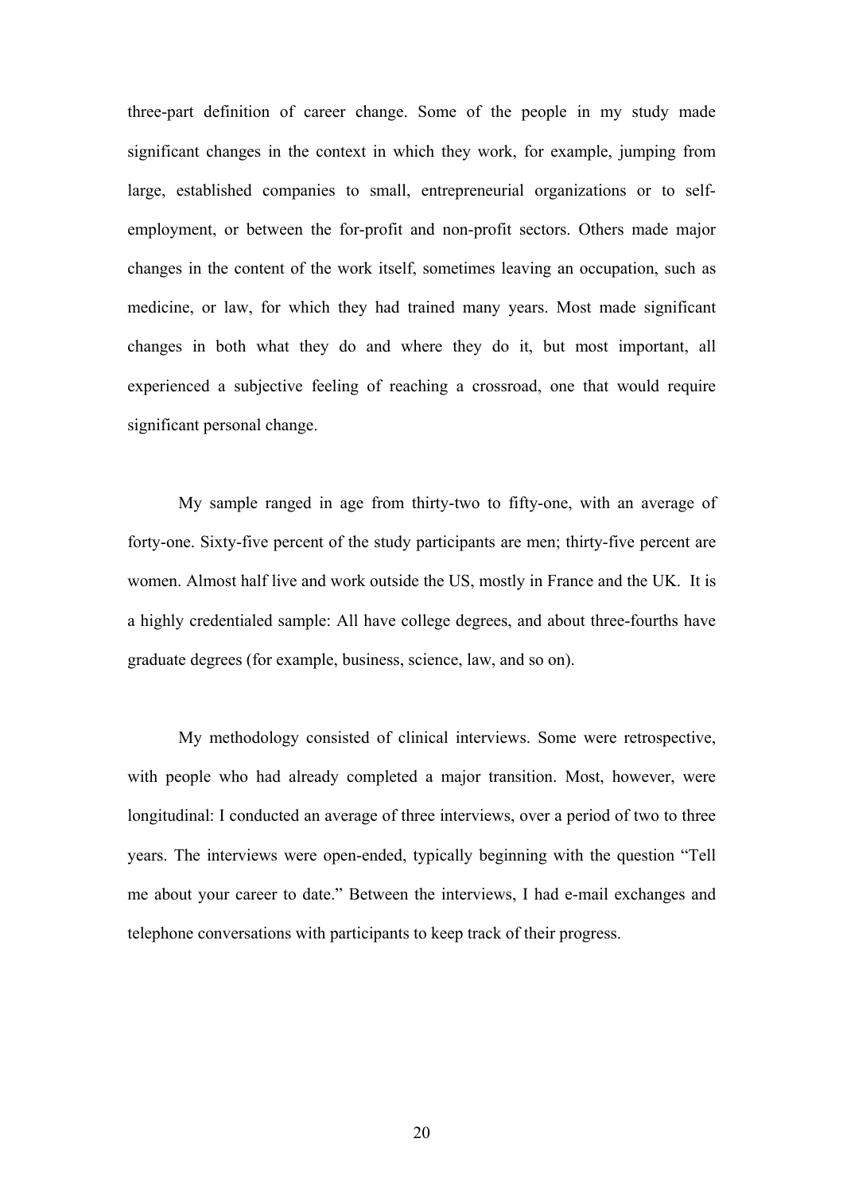three-part definition of career change. Some of the people in my study made significant changes in the context in which they work, for example, jumping from large, established companies to small, entrepreneurial organizations or to self-employment, or between the for-profit and non-profit sectors. Others made major changes in the content of the work itself, sometimes leaving an occupation, such as medicine, or law, for which they had trained many years. Most made significant changes in both what they do and where they do it, but most important, all experienced a subjective feeling of reaching a crossroad, one that would require significant personal change.

My sample ranged in age from thirty-two to fifty-one, with an average of forty-one. Sixty-five percent of the study participants are men; thirty-five percent are women. Almost half live and work outside the US, mostly in France and the UK. It is a highly credentialed sample: All have college degrees, and about three-fourths have graduate degrees (for example, business, science, law, and so on).

My methodology consisted of clinical interviews. Some were retrospective, with people who had already completed a major transition. Most, however, were longitudinal: I conducted an average of three interviews, over a period of two to three years. The interviews were open-ended, typically beginning with the question "Tell me about your career to date." Between the interviews, I had e-mail exchanges and telephone conversations with participants to keep track of their progress.